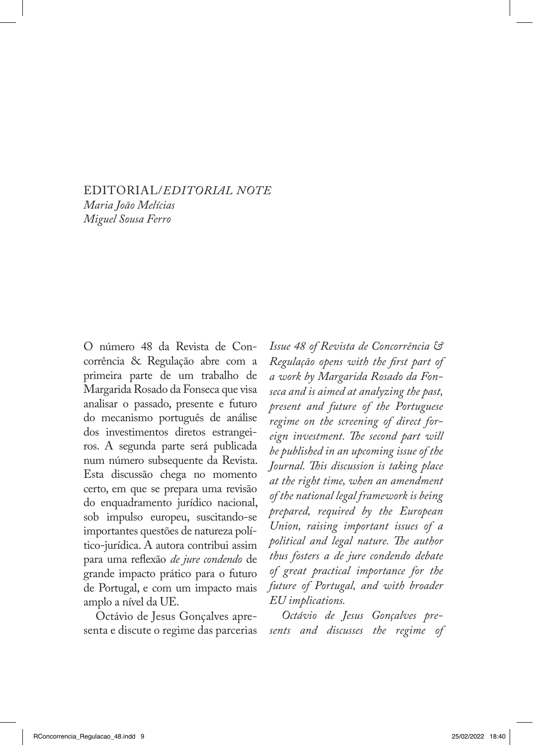# EDITORIAL/*EDITORIAL NOTE*

*Maria João Melícias*
*Miguel Sousa Ferro*

O número 48 da Revista de Concorrência & Regulação abre com a primeira parte de um trabalho de Margarida Rosado da Fonseca que visa analisar o passado, presente e futuro do mecanismo português de análise dos investimentos diretos estrangeiros. A segunda parte será publicada num número subsequente da Revista. Esta discussão chega no momento certo, em que se prepara uma revisão do enquadramento jurídico nacional, sob impulso europeu, suscitando-se importantes questões de natureza político-jurídica. A autora contribui assim para uma reflexão *de jure condendo* de grande impacto prático para o futuro de Portugal, e com um impacto mais amplo a nível da UE.

Octávio de Jesus Gonçalves apresenta e discute o regime das parcerias

*Issue 48 of Revista de Concorrência & Regulação opens with the first part of a work by Margarida Rosado da Fonseca and is aimed at analyzing the past, present and future of the Portuguese regime on the screening of direct foreign investment. The second part will be published in an upcoming issue of the Journal. This discussion is taking place at the right time, when an amendment of the national legal framework is being prepared, required by the European Union, raising important issues of a political and legal nature. The author thus fosters a de jure condendo debate of great practical importance for the future of Portugal, and with broader EU implications.*

*Octávio de Jesus Gonçalves presents and discusses the regime of*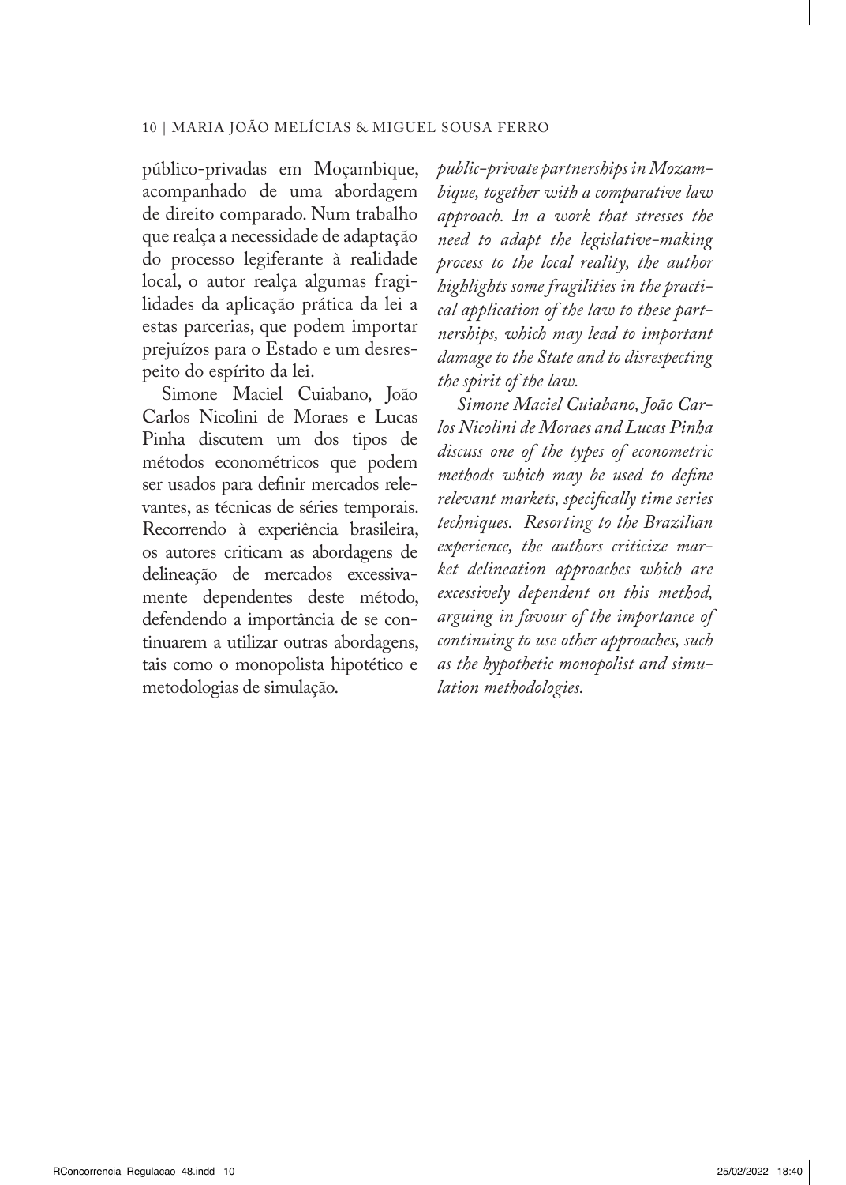público-privadas em Moçambique, acompanhado de uma abordagem de direito comparado. Num trabalho que realça a necessidade de adaptação do processo legiferante à realidade local, o autor realça algumas fragilidades da aplicação prática da lei a estas parcerias, que podem importar prejuízos para o Estado e um desrespeito do espírito da lei.

Simone Maciel Cuiabano, João Carlos Nicolini de Moraes e Lucas Pinha discutem um dos tipos de métodos econométricos que podem ser usados para definir mercados relevantes, as técnicas de séries temporais. Recorrendo à experiência brasileira, os autores criticam as abordagens de delineação de mercados excessivamente dependentes deste método, defendendo a importância de se continuarem a utilizar outras abordagens, tais como o monopolista hipotético e metodologias de simulação.

*public-private partnerships in Mozambique, together with a comparative law approach. In a work that stresses the need to adapt the legislative-making process to the local reality, the author highlights some fragilities in the practical application of the law to these partnerships, which may lead to important damage to the State and to disrespecting the spirit of the law.*

*Simone Maciel Cuiabano, João Carlos Nicolini de Moraes and Lucas Pinha discuss one of the types of econometric methods which may be used to define relevant markets, specifically time series techniques. Resorting to the Brazilian experience, the authors criticize market delineation approaches which are excessively dependent on this method, arguing in favour of the importance of continuing to use other approaches, such as the hypothetic monopolist and simulation methodologies.*